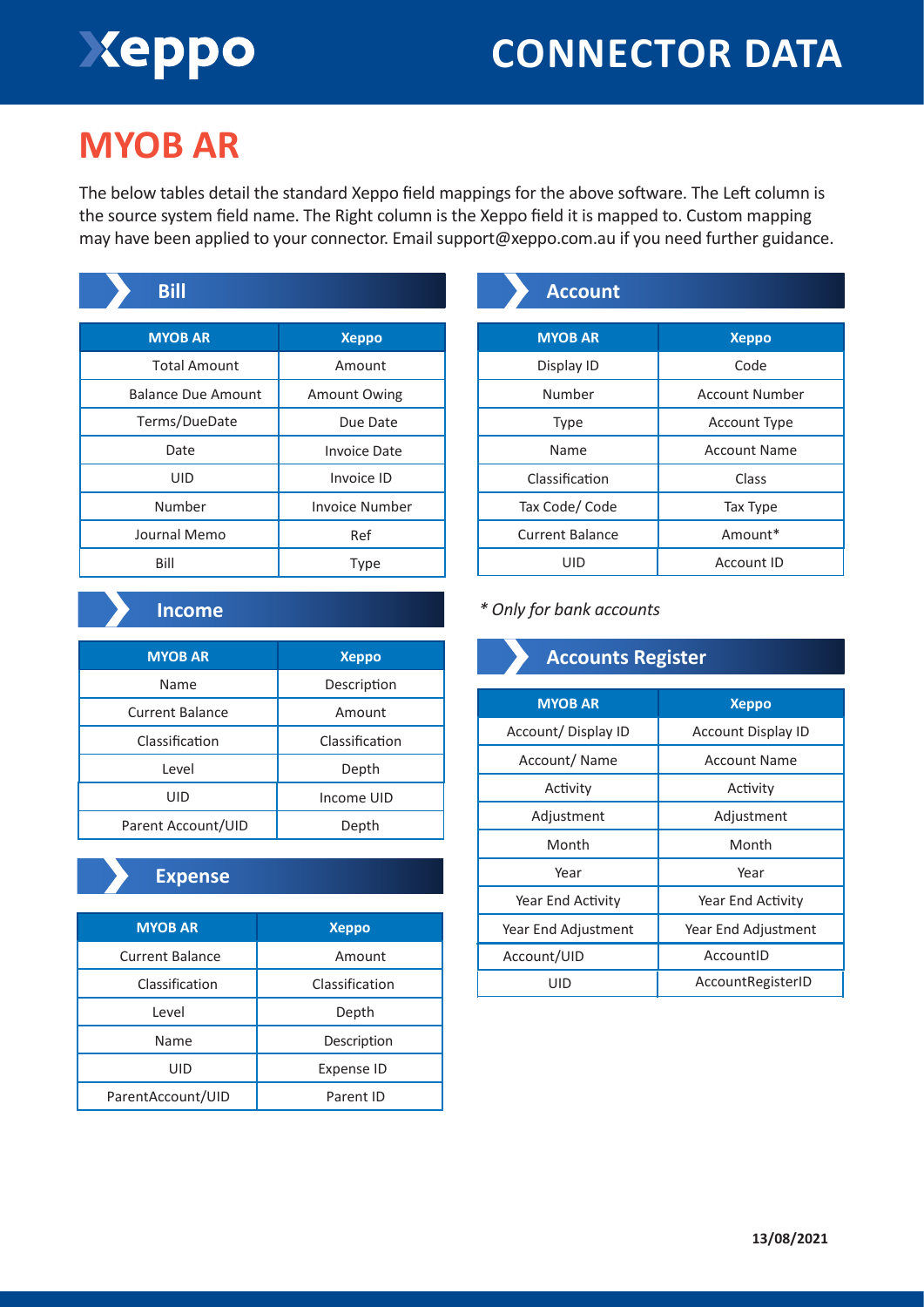# Xeppo

# CONNECTOR DATA

# MYOB AR

The below tables detail the standard Xeppo field mappings for the above software. The Left column is the source system field name. The Right column is the Xeppo field it is mapped to. Custom mapping may have been applied to your connector. Email support@xeppo.com.au if you need further guidance.

## Bill

| MYOB AR | Xeppo |
|---|---|
| Total Amount | Amount |
| Balance Due Amount | Amount Owing |
| Terms/DueDate | Due Date |
| Date | Invoice Date |
| UID | Invoice ID |
| Number | Invoice Number |
| Journal Memo | Ref |
| Bill | Type |

## Income

| MYOB AR | Xeppo |
|---|---|
| Name | Description |
| Current Balance | Amount |
| Classification | Classification |
| Level | Depth |
| UID | Income UID |
| Parent Account/UID | Depth |

## Expense

| MYOB AR | Xeppo |
|---|---|
| Current Balance | Amount |
| Classification | Classification |
| Level | Depth |
| Name | Description |
| UID | Expense ID |
| ParentAccount/UID | Parent ID |

## Account

| MYOB AR | Xeppo |
|---|---|
| Display ID | Code |
| Number | Account Number |
| Type | Account Type |
| Name | Account Name |
| Classification | Class |
| Tax Code/ Code | Tax Type |
| Current Balance | Amount* |
| UID | Account ID |

*\* Only for bank accounts*

## Accounts Register

| MYOB AR | Xeppo |
|---|---|
| Account/ Display ID | Account Display ID |
| Account/ Name | Account Name |
| Activity | Activity |
| Adjustment | Adjustment |
| Month | Month |
| Year | Year |
| Year End Activity | Year End Activity |
| Year End Adjustment | Year End Adjustment |
| Account/UID | AccountID |
| UID | AccountRegisterID |

**13/08/2021**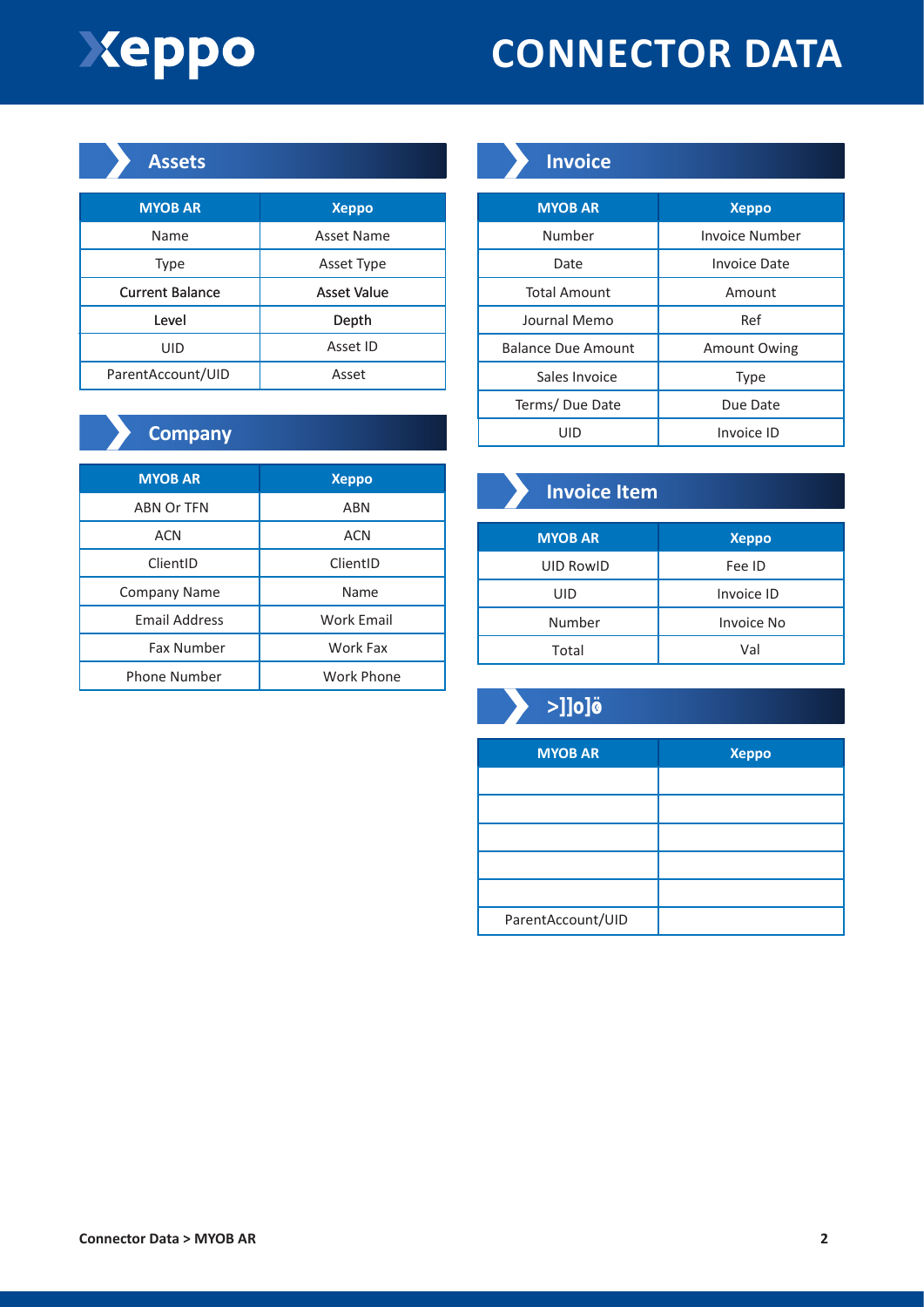# CONNECTOR DATA

## Assets

| MYOB AR | Xeppo |
|---|---|
| Name | Asset Name |
| Type | Asset Type |
| Current Balance | Asset Value |
| Level | Depth |
| UID | Asset ID |
| ParentAccount/UID | Asset |

## Company

| MYOB AR | Xeppo |
|---|---|
| ABN Or TFN | ABN |
| ACN | ACN |
| ClientID | ClientID |
| Company Name | Name |
| Email Address | Work Email |
| Fax Number | Work Fax |
| Phone Number | Work Phone |

## Invoice

| MYOB AR | Xeppo |
|---|---|
| Number | Invoice Number |
| Date | Invoice Date |
| Total Amount | Amount |
| Journal Memo | Ref |
| Balance Due Amount | Amount Owing |
| Sales Invoice | Type |
| Terms/ Due Date | Due Date |
| UID | Invoice ID |

## Invoice Item

| MYOB AR | Xeppo |
|---|---|
| UID RowID | Fee ID |
| UID | Invoice ID |
| Number | Invoice No |
| Total | Val |

## >]]o]ö

| MYOB AR | Xeppo |
|---|---|
| | |
| | |
| | |
| | |
| | |
| ParentAccount/UID | |